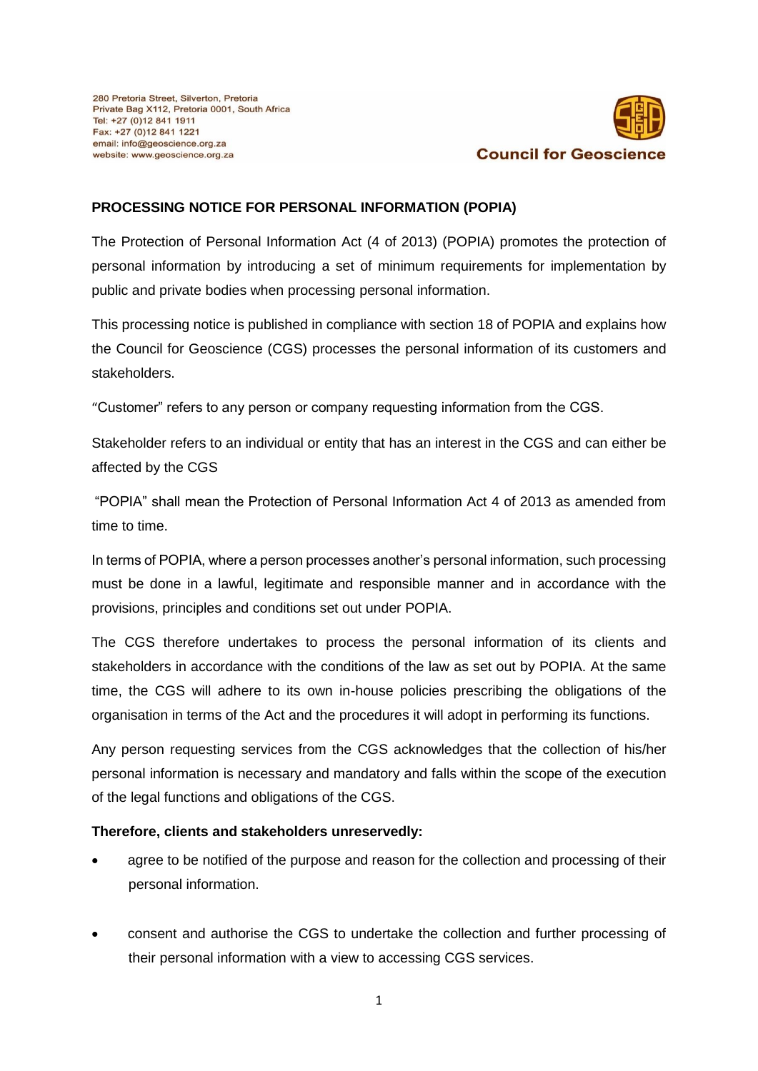280 Pretoria Street, Silverton, Pretoria
Private Bag X112, Pretoria 0001, South Africa
Tel: +27 (0)12 841 1911
Fax: +27 (0)12 841 1221
email: info@geoscience.org.za
website: www.geoscience.org.za

**Council for Geoscience**

## PROCESSING NOTICE FOR PERSONAL INFORMATION (POPIA)

The Protection of Personal Information Act (4 of 2013) (POPIA) promotes the protection of personal information by introducing a set of minimum requirements for implementation by public and private bodies when processing personal information.

This processing notice is published in compliance with section 18 of POPIA and explains how the Council for Geoscience (CGS) processes the personal information of its customers and stakeholders.

"Customer" refers to any person or company requesting information from the CGS.

Stakeholder refers to an individual or entity that has an interest in the CGS and can either be affected by the CGS

"POPIA" shall mean the Protection of Personal Information Act 4 of 2013 as amended from time to time.

In terms of POPIA, where a person processes another's personal information, such processing must be done in a lawful, legitimate and responsible manner and in accordance with the provisions, principles and conditions set out under POPIA.

The CGS therefore undertakes to process the personal information of its clients and stakeholders in accordance with the conditions of the law as set out by POPIA. At the same time, the CGS will adhere to its own in-house policies prescribing the obligations of the organisation in terms of the Act and the procedures it will adopt in performing its functions.

Any person requesting services from the CGS acknowledges that the collection of his/her personal information is necessary and mandatory and falls within the scope of the execution of the legal functions and obligations of the CGS.

**Therefore, clients and stakeholders unreservedly:**

- agree to be notified of the purpose and reason for the collection and processing of their personal information.
- consent and authorise the CGS to undertake the collection and further processing of their personal information with a view to accessing CGS services.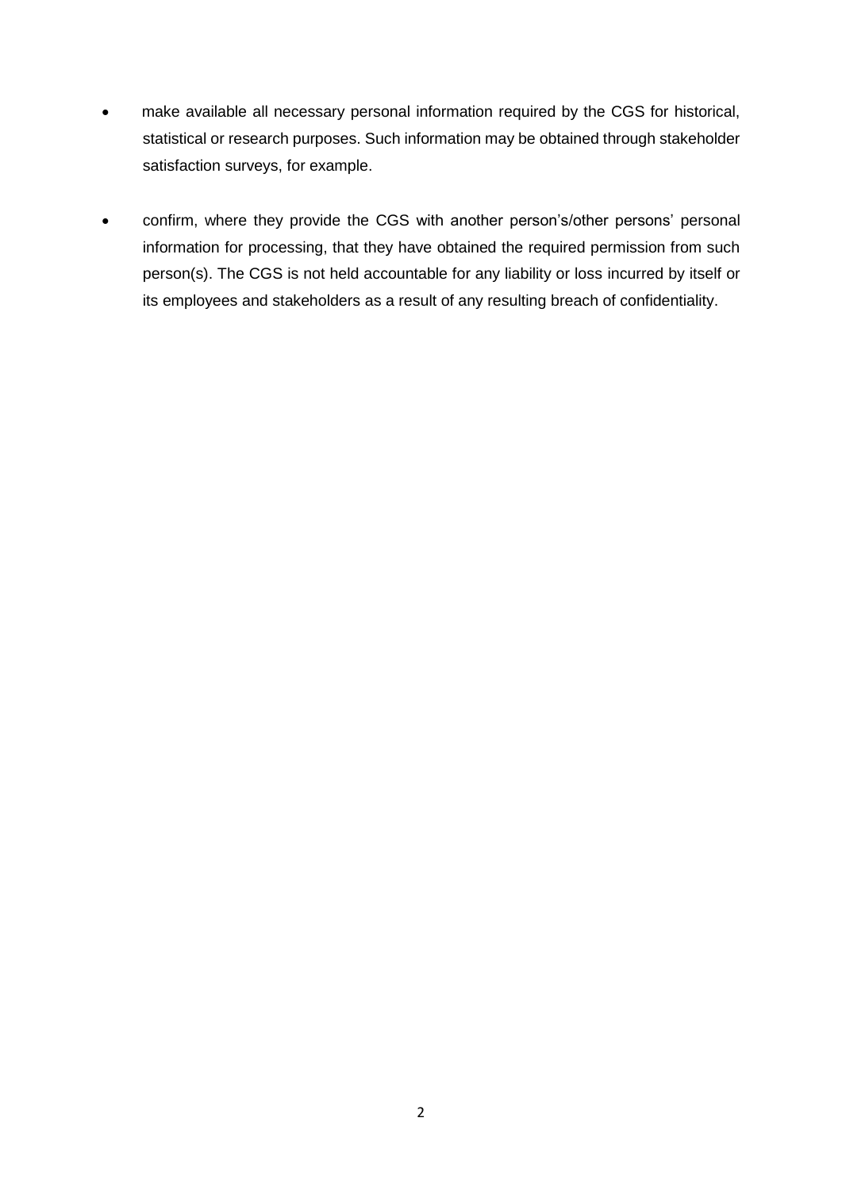- make available all necessary personal information required by the CGS for historical, statistical or research purposes. Such information may be obtained through stakeholder satisfaction surveys, for example.

- confirm, where they provide the CGS with another person's/other persons' personal information for processing, that they have obtained the required permission from such person(s). The CGS is not held accountable for any liability or loss incurred by itself or its employees and stakeholders as a result of any resulting breach of confidentiality.